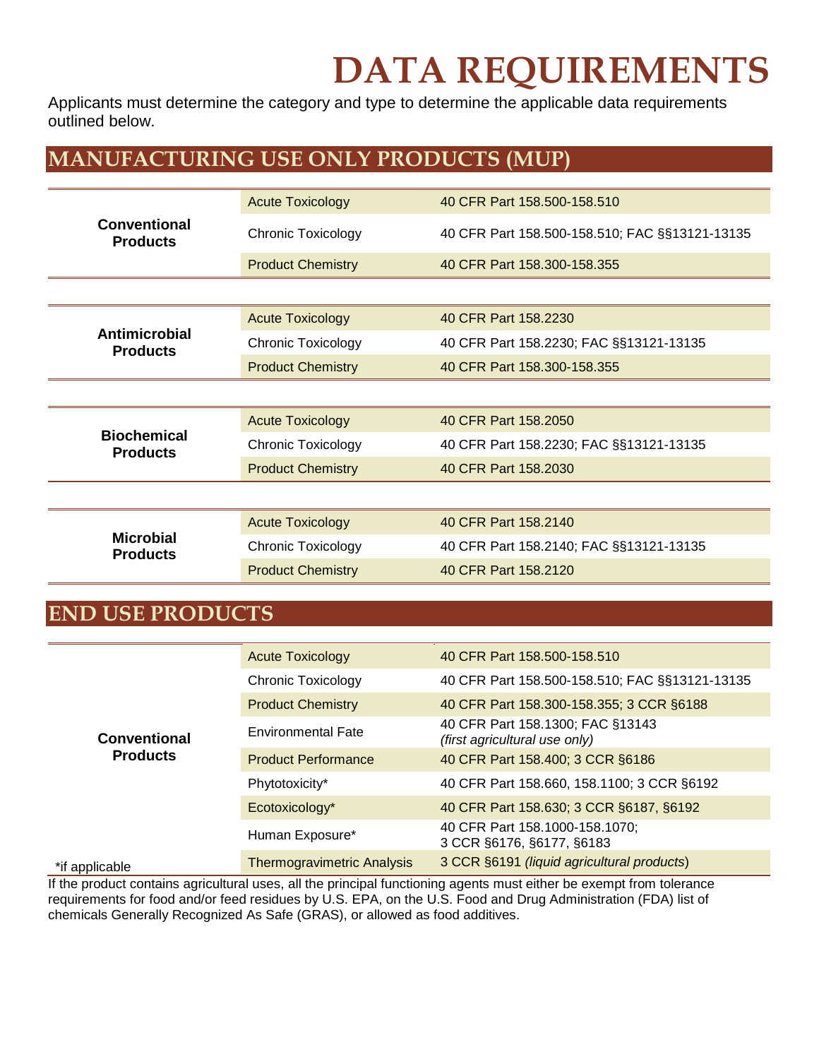# DATA REQUIREMENTS

Applicants must determine the category and type to determine the applicable data requirements outlined below.

## MANUFACTURING USE ONLY PRODUCTS (MUP)

| Category | Data Requirement | Reference |
|---|---|---|
| **Conventional Products** | Acute Toxicology | 40 CFR Part 158.500-158.510 |
| | Chronic Toxicology | 40 CFR Part 158.500-158.510; FAC §§13121-13135 |
| | Product Chemistry | 40 CFR Part 158.300-158.355 |

| Category | Data Requirement | Reference |
|---|---|---|
| **Antimicrobial Products** | Acute Toxicology | 40 CFR Part 158.2230 |
| | Chronic Toxicology | 40 CFR Part 158.2230; FAC §§13121-13135 |
| | Product Chemistry | 40 CFR Part 158.300-158.355 |

| Category | Data Requirement | Reference |
|---|---|---|
| **Biochemical Products** | Acute Toxicology | 40 CFR Part 158.2050 |
| | Chronic Toxicology | 40 CFR Part 158.2230; FAC §§13121-13135 |
| | Product Chemistry | 40 CFR Part 158.2030 |

| Category | Data Requirement | Reference |
|---|---|---|
| **Microbial Products** | Acute Toxicology | 40 CFR Part 158.2140 |
| | Chronic Toxicology | 40 CFR Part 158.2140; FAC §§13121-13135 |
| | Product Chemistry | 40 CFR Part 158.2120 |

## END USE PRODUCTS

| Category | Data Requirement | Reference |
|---|---|---|
| **Conventional Products** | Acute Toxicology | 40 CFR Part 158.500-158.510 |
| | Chronic Toxicology | 40 CFR Part 158.500-158.510; FAC §§13121-13135 |
| | Product Chemistry | 40 CFR Part 158.300-158.355; 3 CCR §6188 |
| | Environmental Fate | 40 CFR Part 158.1300; FAC §13143 *(first agricultural use only)* |
| | Product Performance | 40 CFR Part 158.400; 3 CCR §6186 |
| | Phytotoxicity* | 40 CFR Part 158.660, 158.1100; 3 CCR §6192 |
| | Ecotoxicology* | 40 CFR Part 158.630; 3 CCR §6187, §6192 |
| | Human Exposure* | 40 CFR Part 158.1000-158.1070; 3 CCR §6176, §6177, §6183 |
| | Thermogravimetric Analysis | 3 CCR §6191 *(liquid agricultural products)* |

*if applicable

If the product contains agricultural uses, all the principal functioning agents must either be exempt from tolerance requirements for food and/or feed residues by U.S. EPA, on the U.S. Food and Drug Administration (FDA) list of chemicals Generally Recognized As Safe (GRAS), or allowed as food additives.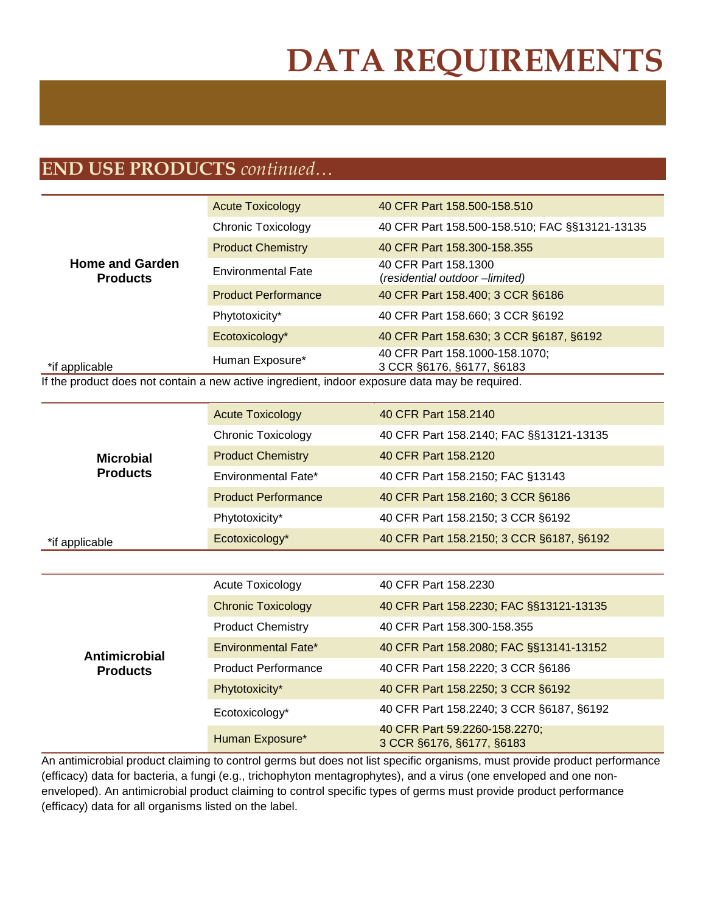# DATA REQUIREMENTS

## END USE PRODUCTS *continued…*

| | | |
|---|---|---|
| **Home and Garden Products** | Acute Toxicology | 40 CFR Part 158.500-158.510 |
| | Chronic Toxicology | 40 CFR Part 158.500-158.510; FAC §§13121-13135 |
| | Product Chemistry | 40 CFR Part 158.300-158.355 |
| | Environmental Fate | 40 CFR Part 158.1300 (*residential outdoor –limited)* |
| | Product Performance | 40 CFR Part 158.400; 3 CCR §6186 |
| | Phytotoxicity* | 40 CFR Part 158.660; 3 CCR §6192 |
| | Ecotoxicology* | 40 CFR Part 158.630; 3 CCR §6187, §6192 |
| *if applicable | Human Exposure* | 40 CFR Part 158.1000-158.1070; 3 CCR §6176, §6177, §6183 |

If the product does not contain a new active ingredient, indoor exposure data may be required.

| | | |
|---|---|---|
| **Microbial Products** | Acute Toxicology | 40 CFR Part 158.2140 |
| | Chronic Toxicology | 40 CFR Part 158.2140; FAC §§13121-13135 |
| | Product Chemistry | 40 CFR Part 158.2120 |
| | Environmental Fate* | 40 CFR Part 158.2150; FAC §13143 |
| | Product Performance | 40 CFR Part 158.2160; 3 CCR §6186 |
| | Phytotoxicity* | 40 CFR Part 158.2150; 3 CCR §6192 |
| *if applicable | Ecotoxicology* | 40 CFR Part 158.2150; 3 CCR §6187, §6192 |

| | | |
|---|---|---|
| **Antimicrobial Products** | Acute Toxicology | 40 CFR Part 158.2230 |
| | Chronic Toxicology | 40 CFR Part 158.2230; FAC §§13121-13135 |
| | Product Chemistry | 40 CFR Part 158.300-158.355 |
| | Environmental Fate* | 40 CFR Part 158.2080; FAC §§13141-13152 |
| | Product Performance | 40 CFR Part 158.2220; 3 CCR §6186 |
| | Phytotoxicity* | 40 CFR Part 158.2250; 3 CCR §6192 |
| | Ecotoxicology* | 40 CFR Part 158.2240; 3 CCR §6187, §6192 |
| | Human Exposure* | 40 CFR Part 59.2260-158.2270; 3 CCR §6176, §6177, §6183 |

An antimicrobial product claiming to control germs but does not list specific organisms, must provide product performance (efficacy) data for bacteria, a fungi (e.g., trichophyton mentagrophytes), and a virus (one enveloped and one non-enveloped). An antimicrobial product claiming to control specific types of germs must provide product performance (efficacy) data for all organisms listed on the label.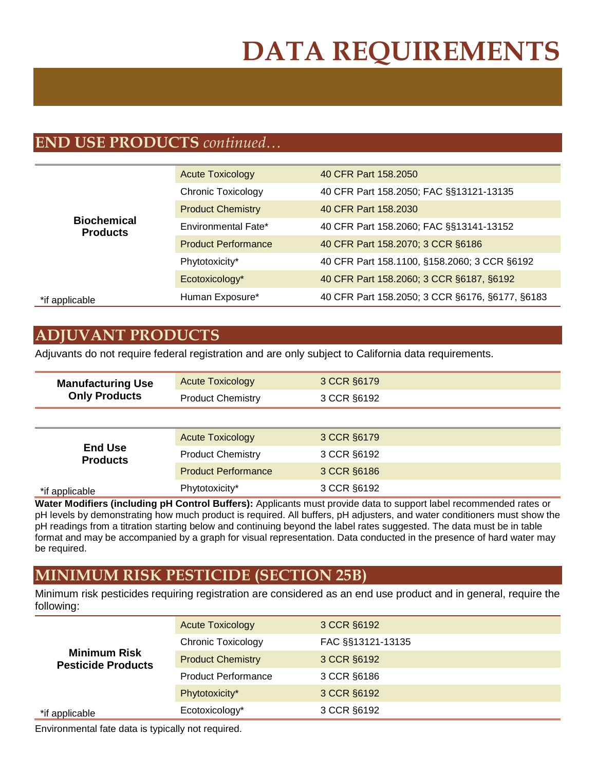# DATA REQUIREMENTS

## END USE PRODUCTS *continued…*

| Product Type | Data Requirement | Regulation |
|---|---|---|
| **Biochemical Products** | Acute Toxicology | 40 CFR Part 158.2050 |
| | Chronic Toxicology | 40 CFR Part 158.2050; FAC §§13121-13135 |
| | Product Chemistry | 40 CFR Part 158.2030 |
| | Environmental Fate* | 40 CFR Part 158.2060; FAC §§13141-13152 |
| | Product Performance | 40 CFR Part 158.2070; 3 CCR §6186 |
| | Phytotoxicity* | 40 CFR Part 158.1100, §158.2060; 3 CCR §6192 |
| | Ecotoxicology* | 40 CFR Part 158.2060; 3 CCR §6187, §6192 |
| *if applicable | Human Exposure* | 40 CFR Part 158.2050; 3 CCR §6176, §6177, §6183 |

## ADJUVANT PRODUCTS

Adjuvants do not require federal registration and are only subject to California data requirements.

| Product Type | Data Requirement | Regulation |
|---|---|---|
| **Manufacturing Use Only Products** | Acute Toxicology | 3 CCR §6179 |
| | Product Chemistry | 3 CCR §6192 |

| Product Type | Data Requirement | Regulation |
|---|---|---|
| **End Use Products** | Acute Toxicology | 3 CCR §6179 |
| | Product Chemistry | 3 CCR §6192 |
| | Product Performance | 3 CCR §6186 |
| *if applicable | Phytotoxicity* | 3 CCR §6192 |

**Water Modifiers (including pH Control Buffers):** Applicants must provide data to support label recommended rates or pH levels by demonstrating how much product is required. All buffers, pH adjusters, and water conditioners must show the pH readings from a titration starting below and continuing beyond the label rates suggested. The data must be in table format and may be accompanied by a graph for visual representation. Data conducted in the presence of hard water may be required.

## MINIMUM RISK PESTICIDE (SECTION 25B)

Minimum risk pesticides requiring registration are considered as an end use product and in general, require the following:

| Product Type | Data Requirement | Regulation |
|---|---|---|
| **Minimum Risk Pesticide Products** | Acute Toxicology | 3 CCR §6192 |
| | Chronic Toxicology | FAC §§13121-13135 |
| | Product Chemistry | 3 CCR §6192 |
| | Product Performance | 3 CCR §6186 |
| | Phytotoxicity* | 3 CCR §6192 |
| *if applicable | Ecotoxicology* | 3 CCR §6192 |

Environmental fate data is typically not required.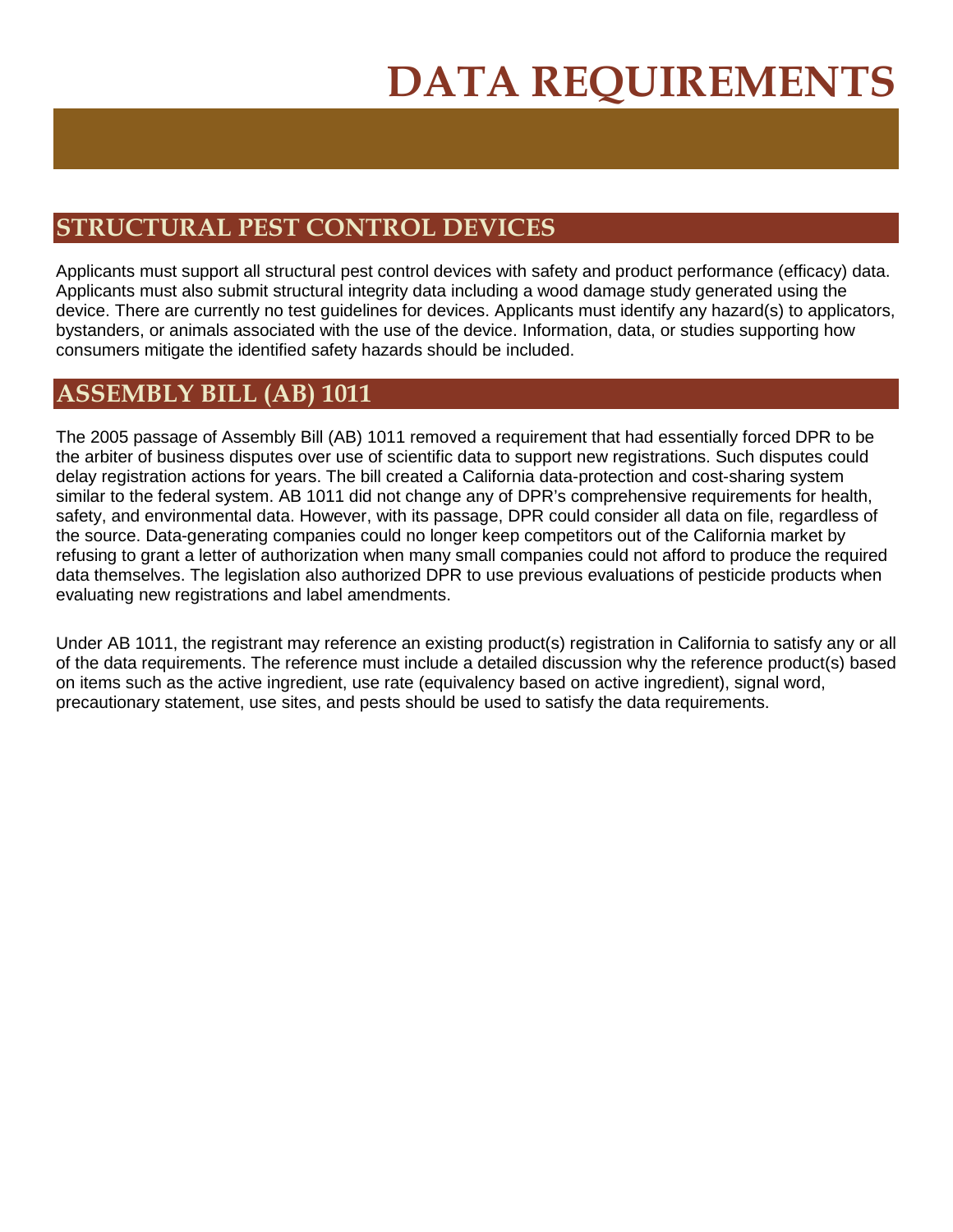# DATA REQUIREMENTS

## STRUCTURAL PEST CONTROL DEVICES

Applicants must support all structural pest control devices with safety and product performance (efficacy) data. Applicants must also submit structural integrity data including a wood damage study generated using the device. There are currently no test guidelines for devices. Applicants must identify any hazard(s) to applicators, bystanders, or animals associated with the use of the device. Information, data, or studies supporting how consumers mitigate the identified safety hazards should be included.

## ASSEMBLY BILL (AB) 1011

The 2005 passage of Assembly Bill (AB) 1011 removed a requirement that had essentially forced DPR to be the arbiter of business disputes over use of scientific data to support new registrations. Such disputes could delay registration actions for years. The bill created a California data-protection and cost-sharing system similar to the federal system. AB 1011 did not change any of DPR's comprehensive requirements for health, safety, and environmental data. However, with its passage, DPR could consider all data on file, regardless of the source. Data-generating companies could no longer keep competitors out of the California market by refusing to grant a letter of authorization when many small companies could not afford to produce the required data themselves. The legislation also authorized DPR to use previous evaluations of pesticide products when evaluating new registrations and label amendments.

Under AB 1011, the registrant may reference an existing product(s) registration in California to satisfy any or all of the data requirements. The reference must include a detailed discussion why the reference product(s) based on items such as the active ingredient, use rate (equivalency based on active ingredient), signal word, precautionary statement, use sites, and pests should be used to satisfy the data requirements.